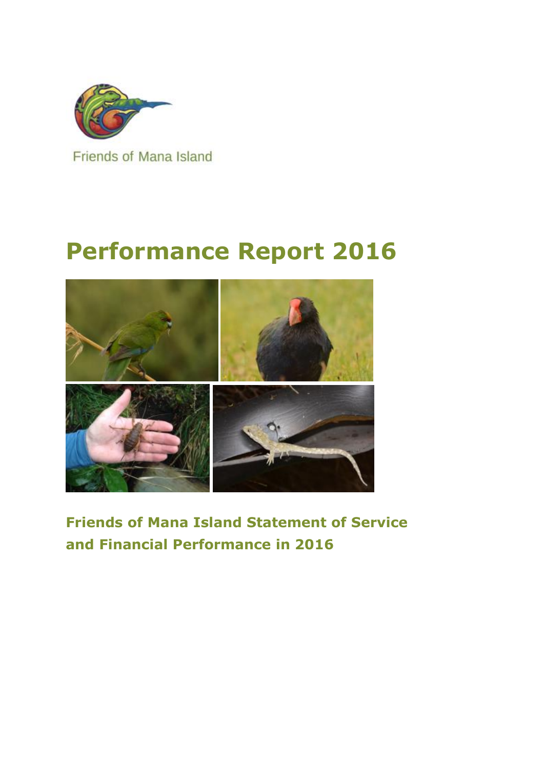Friends of Mana Island

# Performance Report 2016

## Friends of Mana Island Statement of Service and Financial Performance in 2016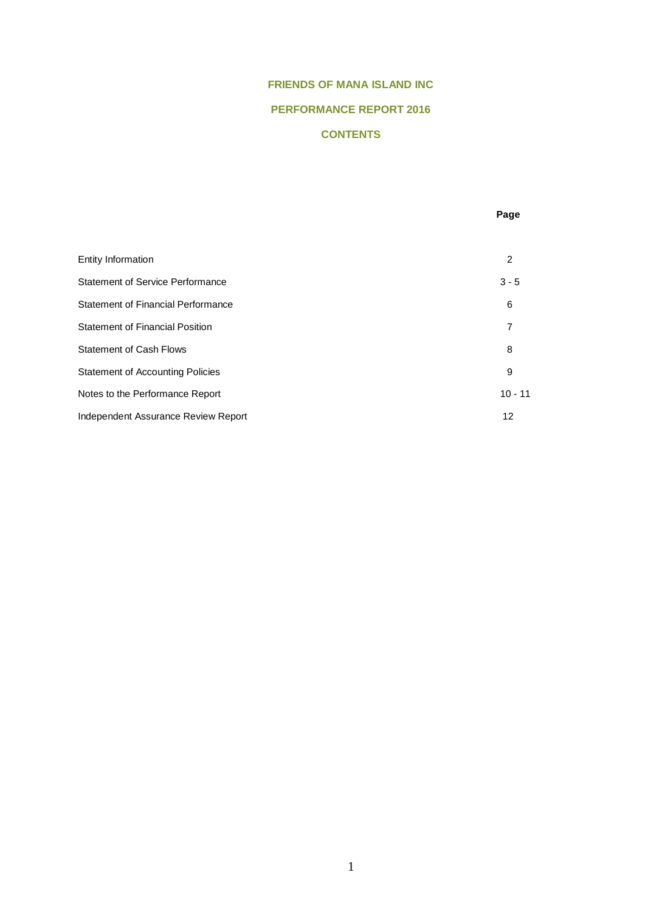# FRIENDS OF MANA ISLAND INC

## PERFORMANCE REPORT 2016

## CONTENTS

| | Page |
|---|---|
| Entity Information | 2 |
| Statement of Service Performance | 3 - 5 |
| Statement of Financial Performance | 6 |
| Statement of Financial Position | 7 |
| Statement of Cash Flows | 8 |
| Statement of Accounting Policies | 9 |
| Notes to the Performance Report | 10 - 11 |
| Independent Assurance Review Report | 12 |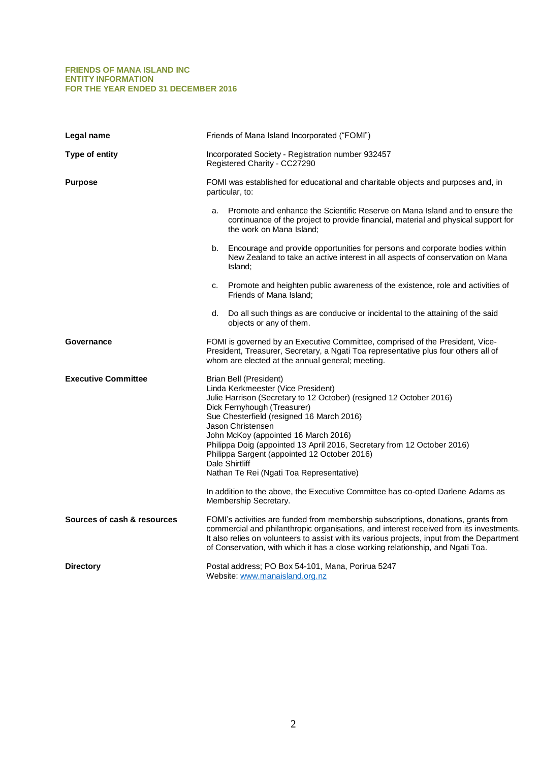**FRIENDS OF MANA ISLAND INC**
**ENTITY INFORMATION**
**FOR THE YEAR ENDED 31 DECEMBER 2016**

**Legal name**

Friends of Mana Island Incorporated ("FOMI")

**Type of entity**

Incorporated Society - Registration number 932457
Registered Charity - CC27290

**Purpose**

FOMI was established for educational and charitable objects and purposes and, in particular, to:

a. Promote and enhance the Scientific Reserve on Mana Island and to ensure the continuance of the project to provide financial, material and physical support for the work on Mana Island;

b. Encourage and provide opportunities for persons and corporate bodies within New Zealand to take an active interest in all aspects of conservation on Mana Island;

c. Promote and heighten public awareness of the existence, role and activities of Friends of Mana Island;

d. Do all such things as are conducive or incidental to the attaining of the said objects or any of them.

**Governance**

FOMI is governed by an Executive Committee, comprised of the President, Vice-President, Treasurer, Secretary, a Ngati Toa representative plus four others all of whom are elected at the annual general; meeting.

**Executive Committee**

Brian Bell (President)
Linda Kerkmeester (Vice President)
Julie Harrison (Secretary to 12 October) (resigned 12 October 2016)
Dick Fernyhough (Treasurer)
Sue Chesterfield (resigned 16 March 2016)
Jason Christensen
John McKoy (appointed 16 March 2016)
Philippa Doig (appointed 13 April 2016, Secretary from 12 October 2016)
Philippa Sargent (appointed 12 October 2016)
Dale Shirtliff
Nathan Te Rei (Ngati Toa Representative)

In addition to the above, the Executive Committee has co-opted Darlene Adams as Membership Secretary.

**Sources of cash & resources**

FOMI's activities are funded from membership subscriptions, donations, grants from commercial and philanthropic organisations, and interest received from its investments. It also relies on volunteers to assist with its various projects, input from the Department of Conservation, with which it has a close working relationship, and Ngati Toa.

**Directory**

Postal address; PO Box 54-101, Mana, Porirua 5247
Website: [www.manaisland.org.nz](http://www.manaisland.org.nz)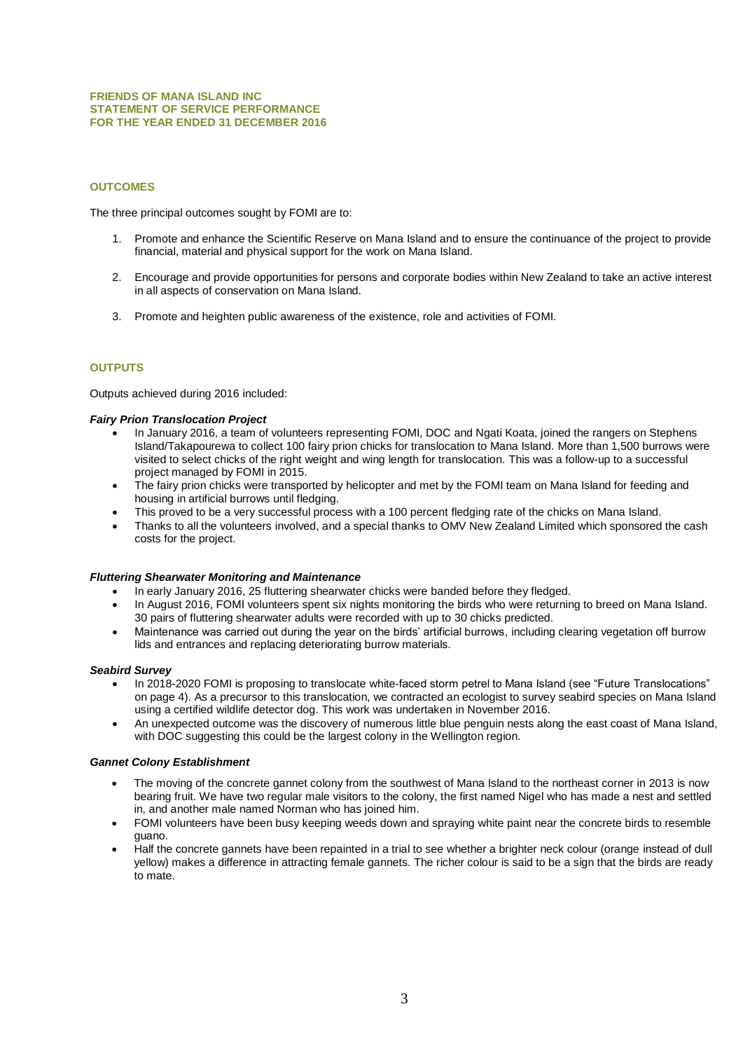**FRIENDS OF MANA ISLAND INC**
**STATEMENT OF SERVICE PERFORMANCE**
**FOR THE YEAR ENDED 31 DECEMBER 2016**

## OUTCOMES

The three principal outcomes sought by FOMI are to:

1. Promote and enhance the Scientific Reserve on Mana Island and to ensure the continuance of the project to provide financial, material and physical support for the work on Mana Island.
2. Encourage and provide opportunities for persons and corporate bodies within New Zealand to take an active interest in all aspects of conservation on Mana Island.
3. Promote and heighten public awareness of the existence, role and activities of FOMI.

## OUTPUTS

Outputs achieved during 2016 included:

***Fairy Prion Translocation Project***

- In January 2016, a team of volunteers representing FOMI, DOC and Ngati Koata, joined the rangers on Stephens Island/Takapourewa to collect 100 fairy prion chicks for translocation to Mana Island. More than 1,500 burrows were visited to select chicks of the right weight and wing length for translocation. This was a follow-up to a successful project managed by FOMI in 2015.
- The fairy prion chicks were transported by helicopter and met by the FOMI team on Mana Island for feeding and housing in artificial burrows until fledging.
- This proved to be a very successful process with a 100 percent fledging rate of the chicks on Mana Island.
- Thanks to all the volunteers involved, and a special thanks to OMV New Zealand Limited which sponsored the cash costs for the project.

***Fluttering Shearwater Monitoring and Maintenance***

- In early January 2016, 25 fluttering shearwater chicks were banded before they fledged.
- In August 2016, FOMI volunteers spent six nights monitoring the birds who were returning to breed on Mana Island. 30 pairs of fluttering shearwater adults were recorded with up to 30 chicks predicted.
- Maintenance was carried out during the year on the birds' artificial burrows, including clearing vegetation off burrow lids and entrances and replacing deteriorating burrow materials.

***Seabird Survey***

- In 2018-2020 FOMI is proposing to translocate white-faced storm petrel to Mana Island (see "Future Translocations" on page 4). As a precursor to this translocation, we contracted an ecologist to survey seabird species on Mana Island using a certified wildlife detector dog. This work was undertaken in November 2016.
- An unexpected outcome was the discovery of numerous little blue penguin nests along the east coast of Mana Island, with DOC suggesting this could be the largest colony in the Wellington region.

***Gannet Colony Establishment***

- The moving of the concrete gannet colony from the southwest of Mana Island to the northeast corner in 2013 is now bearing fruit. We have two regular male visitors to the colony, the first named Nigel who has made a nest and settled in, and another male named Norman who has joined him.
- FOMI volunteers have been busy keeping weeds down and spraying white paint near the concrete birds to resemble guano.
- Half the concrete gannets have been repainted in a trial to see whether a brighter neck colour (orange instead of dull yellow) makes a difference in attracting female gannets. The richer colour is said to be a sign that the birds are ready to mate.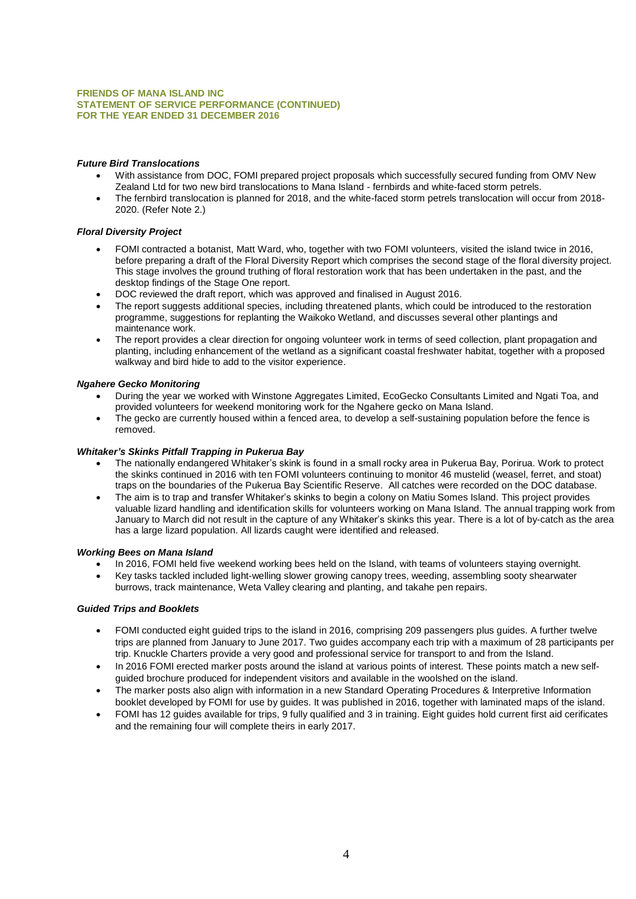**FRIENDS OF MANA ISLAND INC**
**STATEMENT OF SERVICE PERFORMANCE (CONTINUED)**
**FOR THE YEAR ENDED 31 DECEMBER 2016**

***Future Bird Translocations***

- With assistance from DOC, FOMI prepared project proposals which successfully secured funding from OMV New Zealand Ltd for two new bird translocations to Mana Island - fernbirds and white-faced storm petrels.
- The fernbird translocation is planned for 2018, and the white-faced storm petrels translocation will occur from 2018-2020. (Refer Note 2.)

***Floral Diversity Project***

- FOMI contracted a botanist, Matt Ward, who, together with two FOMI volunteers, visited the island twice in 2016, before preparing a draft of the Floral Diversity Report which comprises the second stage of the floral diversity project. This stage involves the ground truthing of floral restoration work that has been undertaken in the past, and the desktop findings of the Stage One report.
- DOC reviewed the draft report, which was approved and finalised in August 2016.
- The report suggests additional species, including threatened plants, which could be introduced to the restoration programme, suggestions for replanting the Waikoko Wetland, and discusses several other plantings and maintenance work.
- The report provides a clear direction for ongoing volunteer work in terms of seed collection, plant propagation and planting, including enhancement of the wetland as a significant coastal freshwater habitat, together with a proposed walkway and bird hide to add to the visitor experience.

***Ngahere Gecko Monitoring***

- During the year we worked with Winstone Aggregates Limited, EcoGecko Consultants Limited and Ngati Toa, and provided volunteers for weekend monitoring work for the Ngahere gecko on Mana Island.
- The gecko are currently housed within a fenced area, to develop a self-sustaining population before the fence is removed.

***Whitaker's Skinks Pitfall Trapping in Pukerua Bay***

- The nationally endangered Whitaker's skink is found in a small rocky area in Pukerua Bay, Porirua. Work to protect the skinks continued in 2016 with ten FOMI volunteers continuing to monitor 46 mustelid (weasel, ferret, and stoat) traps on the boundaries of the Pukerua Bay Scientific Reserve. All catches were recorded on the DOC database.
- The aim is to trap and transfer Whitaker's skinks to begin a colony on Matiu Somes Island. This project provides valuable lizard handling and identification skills for volunteers working on Mana Island. The annual trapping work from January to March did not result in the capture of any Whitaker's skinks this year. There is a lot of by-catch as the area has a large lizard population. All lizards caught were identified and released.

***Working Bees on Mana Island***

- In 2016, FOMI held five weekend working bees held on the Island, with teams of volunteers staying overnight.
- Key tasks tackled included light-welling slower growing canopy trees, weeding, assembling sooty shearwater burrows, track maintenance, Weta Valley clearing and planting, and takahe pen repairs.

***Guided Trips and Booklets***

- FOMI conducted eight guided trips to the island in 2016, comprising 209 passengers plus guides. A further twelve trips are planned from January to June 2017. Two guides accompany each trip with a maximum of 28 participants per trip. Knuckle Charters provide a very good and professional service for transport to and from the Island.
- In 2016 FOMI erected marker posts around the island at various points of interest. These points match a new self-guided brochure produced for independent visitors and available in the woolshed on the island.
- The marker posts also align with information in a new Standard Operating Procedures & Interpretive Information booklet developed by FOMI for use by guides. It was published in 2016, together with laminated maps of the island.
- FOMI has 12 guides available for trips, 9 fully qualified and 3 in training. Eight guides hold current first aid cerificates and the remaining four will complete theirs in early 2017.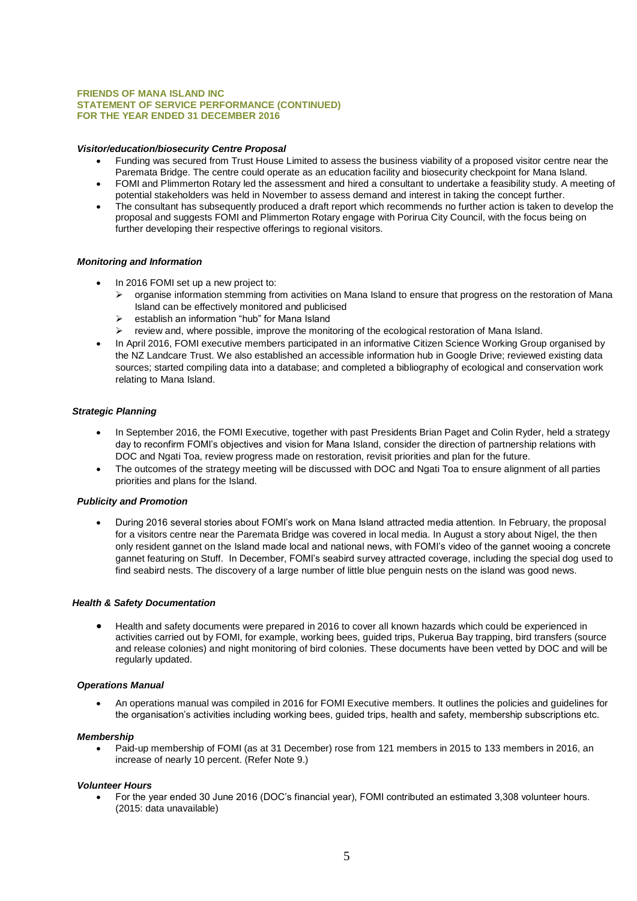**FRIENDS OF MANA ISLAND INC**
**STATEMENT OF SERVICE PERFORMANCE (CONTINUED)**
**FOR THE YEAR ENDED 31 DECEMBER 2016**

***Visitor/education/biosecurity Centre Proposal***

- Funding was secured from Trust House Limited to assess the business viability of a proposed visitor centre near the Paremata Bridge. The centre could operate as an education facility and biosecurity checkpoint for Mana Island.
- FOMI and Plimmerton Rotary led the assessment and hired a consultant to undertake a feasibility study. A meeting of potential stakeholders was held in November to assess demand and interest in taking the concept further.
- The consultant has subsequently produced a draft report which recommends no further action is taken to develop the proposal and suggests FOMI and Plimmerton Rotary engage with Porirua City Council, with the focus being on further developing their respective offerings to regional visitors.

***Monitoring and Information***

- In 2016 FOMI set up a new project to:
  - organise information stemming from activities on Mana Island to ensure that progress on the restoration of Mana Island can be effectively monitored and publicised
  - establish an information "hub" for Mana Island
  - review and, where possible, improve the monitoring of the ecological restoration of Mana Island.
- In April 2016, FOMI executive members participated in an informative Citizen Science Working Group organised by the NZ Landcare Trust. We also established an accessible information hub in Google Drive; reviewed existing data sources; started compiling data into a database; and completed a bibliography of ecological and conservation work relating to Mana Island.

***Strategic Planning***

- In September 2016, the FOMI Executive, together with past Presidents Brian Paget and Colin Ryder, held a strategy day to reconfirm FOMI's objectives and vision for Mana Island, consider the direction of partnership relations with DOC and Ngati Toa, review progress made on restoration, revisit priorities and plan for the future.
- The outcomes of the strategy meeting will be discussed with DOC and Ngati Toa to ensure alignment of all parties priorities and plans for the Island.

***Publicity and Promotion***

- During 2016 several stories about FOMI's work on Mana Island attracted media attention. In February, the proposal for a visitors centre near the Paremata Bridge was covered in local media. In August a story about Nigel, the then only resident gannet on the Island made local and national news, with FOMI's video of the gannet wooing a concrete gannet featuring on Stuff. In December, FOMI's seabird survey attracted coverage, including the special dog used to find seabird nests. The discovery of a large number of little blue penguin nests on the island was good news.

***Health & Safety Documentation***

- Health and safety documents were prepared in 2016 to cover all known hazards which could be experienced in activities carried out by FOMI, for example, working bees, guided trips, Pukerua Bay trapping, bird transfers (source and release colonies) and night monitoring of bird colonies. These documents have been vetted by DOC and will be regularly updated.

***Operations Manual***

- An operations manual was compiled in 2016 for FOMI Executive members. It outlines the policies and guidelines for the organisation's activities including working bees, guided trips, health and safety, membership subscriptions etc.

***Membership***

- Paid-up membership of FOMI (as at 31 December) rose from 121 members in 2015 to 133 members in 2016, an increase of nearly 10 percent. (Refer Note 9.)

***Volunteer Hours***

- For the year ended 30 June 2016 (DOC's financial year), FOMI contributed an estimated 3,308 volunteer hours. (2015: data unavailable)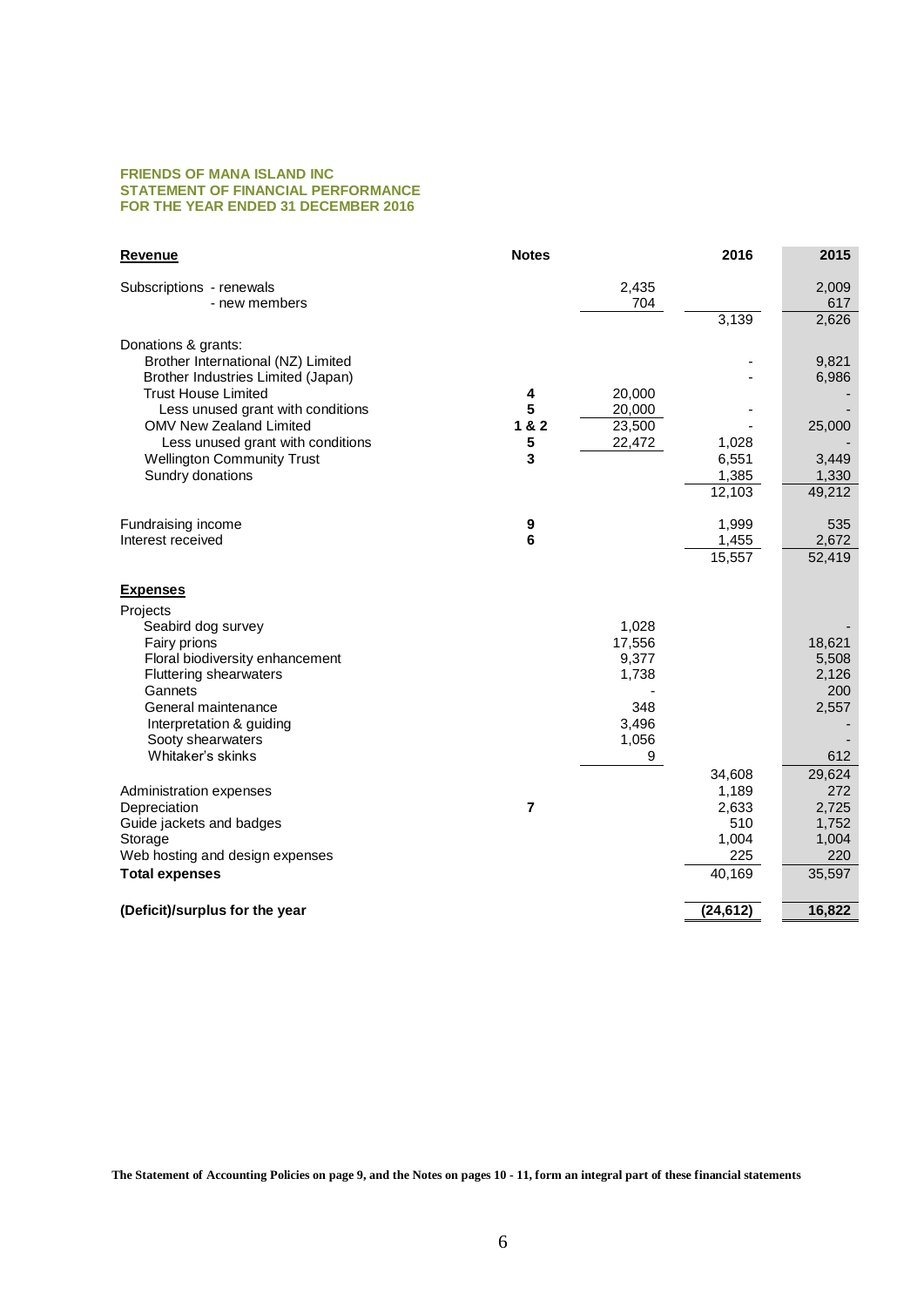**FRIENDS OF MANA ISLAND INC**
**STATEMENT OF FINANCIAL PERFORMANCE**
**FOR THE YEAR ENDED 31 DECEMBER 2016**

| **Revenue** | **Notes** | | **2016** | **2015** |
|---|---|---|---|---|
| Subscriptions - renewals | | 2,435 | | 2,009 |
| - new members | | 704 | | 617 |
| | | | 3,139 | 2,626 |
| Donations & grants: | | | | |
| Brother International (NZ) Limited | | | - | 9,821 |
| Brother Industries Limited (Japan) | | | - | 6,986 |
| Trust House Limited | **4** | 20,000 | | - |
| Less unused grant with conditions | **5** | 20,000 | - | - |
| OMV New Zealand Limited | **1 & 2** | 23,500 | - | 25,000 |
| Less unused grant with conditions | **5** | 22,472 | 1,028 | - |
| Wellington Community Trust | **3** | | 6,551 | 3,449 |
| Sundry donations | | | 1,385 | 1,330 |
| | | | 12,103 | 49,212 |
| Fundraising income | **9** | | 1,999 | 535 |
| Interest received | **6** | | 1,455 | 2,672 |
| | | | 15,557 | 52,419 |
| **Expenses** | | | | |
| Projects | | | | |
| Seabird dog survey | | 1,028 | | - |
| Fairy prions | | 17,556 | | 18,621 |
| Floral biodiversity enhancement | | 9,377 | | 5,508 |
| Fluttering shearwaters | | 1,738 | | 2,126 |
| Gannets | | - | | 200 |
| General maintenance | | 348 | | 2,557 |
| Interpretation & guiding | | 3,496 | | - |
| Sooty shearwaters | | 1,056 | | - |
| Whitaker's skinks | | 9 | | 612 |
| | | | 34,608 | 29,624 |
| Administration expenses | | | 1,189 | 272 |
| Depreciation | **7** | | 2,633 | 2,725 |
| Guide jackets and badges | | | 510 | 1,752 |
| Storage | | | 1,004 | 1,004 |
| Web hosting and design expenses | | | 225 | 220 |
| **Total expenses** | | | 40,169 | 35,597 |
| **(Deficit)/surplus for the year** | | | **(24,612)** | **16,822** |

**The Statement of Accounting Policies on page 9, and the Notes on pages 10 - 11, form an integral part of these financial statements**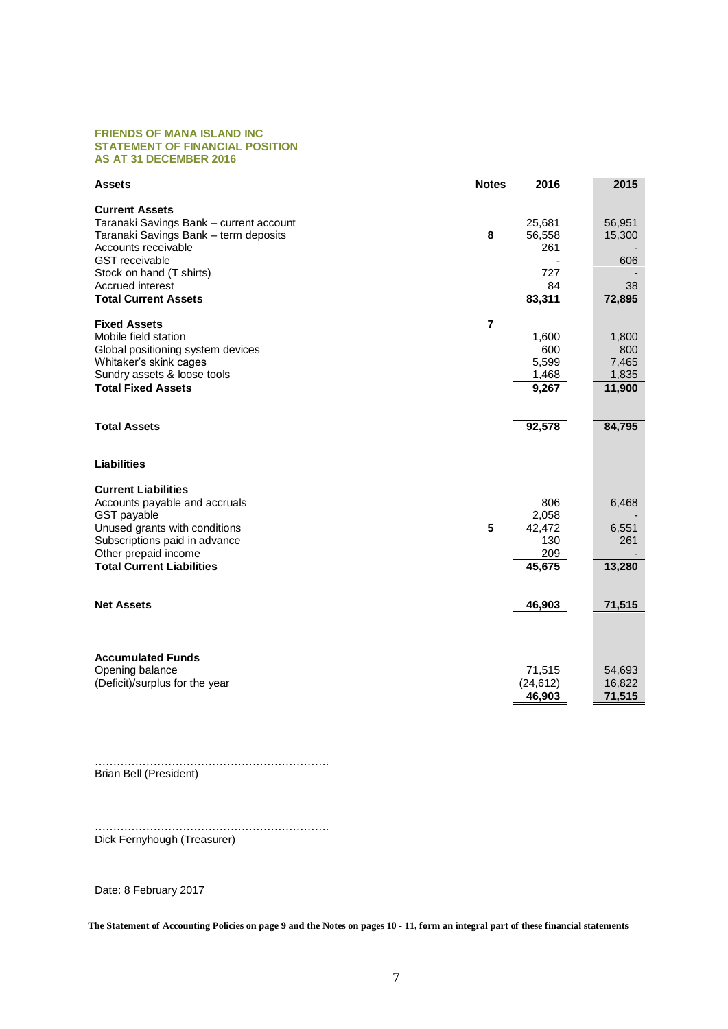**FRIENDS OF MANA ISLAND INC**
**STATEMENT OF FINANCIAL POSITION**
**AS AT 31 DECEMBER 2016**

| Assets | Notes | 2016 | 2015 |
|---|---|---|---|
| **Current Assets** | | | |
| Taranaki Savings Bank – current account | | 25,681 | 56,951 |
| Taranaki Savings Bank – term deposits | 8 | 56,558 | 15,300 |
| Accounts receivable | | 261 | - |
| GST receivable | | - | 606 |
| Stock on hand (T shirts) | | 727 | - |
| Accrued interest | | 84 | 38 |
| **Total Current Assets** | | **83,311** | **72,895** |
| **Fixed Assets** | 7 | | |
| Mobile field station | | 1,600 | 1,800 |
| Global positioning system devices | | 600 | 800 |
| Whitaker's skink cages | | 5,599 | 7,465 |
| Sundry assets & loose tools | | 1,468 | 1,835 |
| **Total Fixed Assets** | | **9,267** | **11,900** |
| **Total Assets** | | **92,578** | **84,795** |
| **Liabilities** | | | |
| **Current Liabilities** | | | |
| Accounts payable and accruals | | 806 | 6,468 |
| GST payable | | 2,058 | - |
| Unused grants with conditions | 5 | 42,472 | 6,551 |
| Subscriptions paid in advance | | 130 | 261 |
| Other prepaid income | | 209 | - |
| **Total Current Liabilities** | | **45,675** | **13,280** |
| **Net Assets** | | **46,903** | **71,515** |
| **Accumulated Funds** | | | |
| Opening balance | | 71,515 | 54,693 |
| (Deficit)/surplus for the year | | (24,612) | 16,822 |
| | | **46,903** | **71,515** |

……………………………………………………….
Brian Bell (President)

……………………………………………………….
Dick Fernyhough (Treasurer)

Date: 8 February 2017

**The Statement of Accounting Policies on page 9 and the Notes on pages 10 - 11, form an integral part of these financial statements**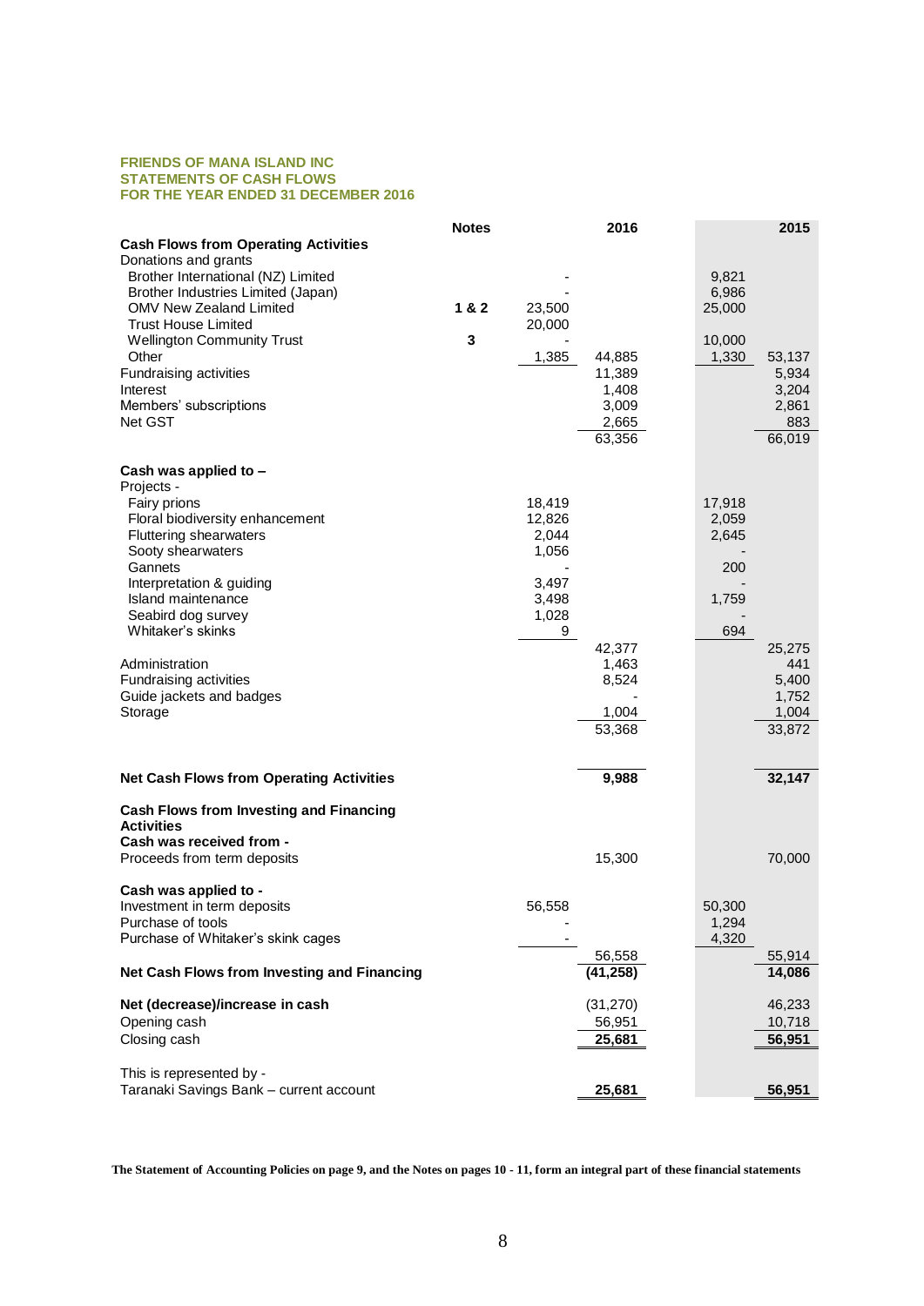**FRIENDS OF MANA ISLAND INC**
**STATEMENTS OF CASH FLOWS**
**FOR THE YEAR ENDED 31 DECEMBER 2016**

| | Notes | | 2016 | | 2015 |
|---|---|---|---|---|---|
| **Cash Flows from Operating Activities** | | | | | |
| Donations and grants | | | | | |
| Brother International (NZ) Limited | | - | | 9,821 | |
| Brother Industries Limited (Japan) | | - | | 6,986 | |
| OMV New Zealand Limited | 1 & 2 | 23,500 | | 25,000 | |
| Trust House Limited | | 20,000 | | | |
| Wellington Community Trust | 3 | - | | 10,000 | |
| Other | | 1,385 | 44,885 | 1,330 | 53,137 |
| Fundraising activities | | | 11,389 | | 5,934 |
| Interest | | | 1,408 | | 3,204 |
| Members' subscriptions | | | 3,009 | | 2,861 |
| Net GST | | | 2,665 | | 883 |
| | | | 63,356 | | 66,019 |
| **Cash was applied to –** | | | | | |
| Projects - | | | | | |
| Fairy prions | | 18,419 | | 17,918 | |
| Floral biodiversity enhancement | | 12,826 | | 2,059 | |
| Fluttering shearwaters | | 2,044 | | 2,645 | |
| Sooty shearwaters | | 1,056 | | - | |
| Gannets | | - | | 200 | |
| Interpretation & guiding | | 3,497 | | - | |
| Island maintenance | | 3,498 | | 1,759 | |
| Seabird dog survey | | 1,028 | | - | |
| Whitaker's skinks | | 9 | | 694 | |
| | | | 42,377 | | 25,275 |
| Administration | | | 1,463 | | 441 |
| Fundraising activities | | | 8,524 | | 5,400 |
| Guide jackets and badges | | | - | | 1,752 |
| Storage | | | 1,004 | | 1,004 |
| | | | 53,368 | | 33,872 |
| **Net Cash Flows from Operating Activities** | | | **9,988** | | **32,147** |
| **Cash Flows from Investing and Financing Activities** | | | | | |
| **Cash was received from -** | | | | | |
| Proceeds from term deposits | | | 15,300 | | 70,000 |
| **Cash was applied to -** | | | | | |
| Investment in term deposits | | 56,558 | | 50,300 | |
| Purchase of tools | | - | | 1,294 | |
| Purchase of Whitaker's skink cages | | - | | 4,320 | |
| | | | 56,558 | | 55,914 |
| **Net Cash Flows from Investing and Financing** | | | **(41,258)** | | **14,086** |
| **Net (decrease)/increase in cash** | | | (31,270) | | 46,233 |
| Opening cash | | | 56,951 | | 10,718 |
| Closing cash | | | **25,681** | | **56,951** |
| This is represented by - | | | | | |
| Taranaki Savings Bank – current account | | | **25,681** | | **56,951** |

**The Statement of Accounting Policies on page 9, and the Notes on pages 10 - 11, form an integral part of these financial statements**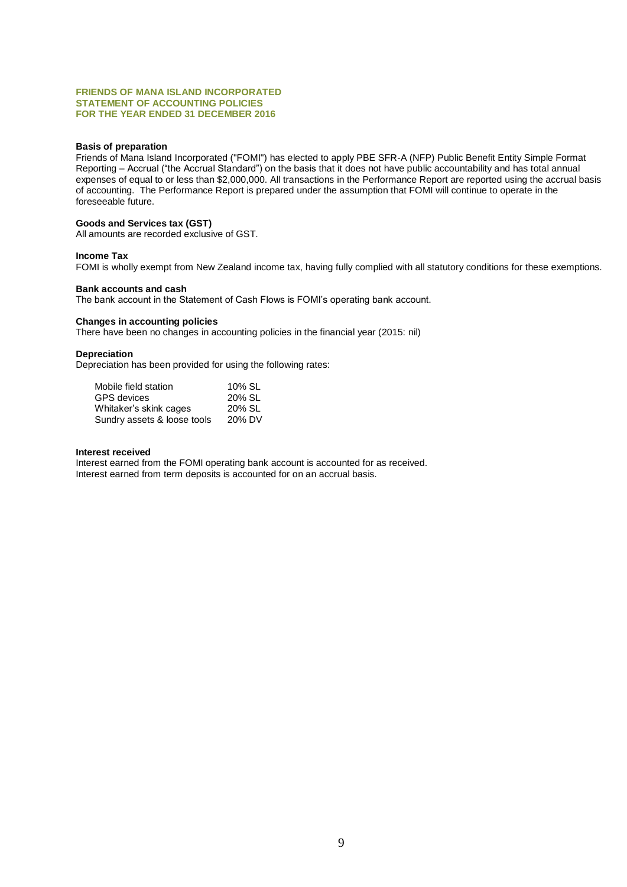**FRIENDS OF MANA ISLAND INCORPORATED**
**STATEMENT OF ACCOUNTING POLICIES**
**FOR THE YEAR ENDED 31 DECEMBER 2016**

**Basis of preparation**

Friends of Mana Island Incorporated ("FOMI") has elected to apply PBE SFR-A (NFP) Public Benefit Entity Simple Format Reporting – Accrual ("the Accrual Standard") on the basis that it does not have public accountability and has total annual expenses of equal to or less than $2,000,000. All transactions in the Performance Report are reported using the accrual basis of accounting. The Performance Report is prepared under the assumption that FOMI will continue to operate in the foreseeable future.

**Goods and Services tax (GST)**

All amounts are recorded exclusive of GST.

**Income Tax**

FOMI is wholly exempt from New Zealand income tax, having fully complied with all statutory conditions for these exemptions.

**Bank accounts and cash**

The bank account in the Statement of Cash Flows is FOMI's operating bank account.

**Changes in accounting policies**

There have been no changes in accounting policies in the financial year (2015: nil)

**Depreciation**

Depreciation has been provided for using the following rates:

| | |
|---|---|
| Mobile field station | 10% SL |
| GPS devices | 20% SL |
| Whitaker's skink cages | 20% SL |
| Sundry assets & loose tools | 20% DV |

**Interest received**

Interest earned from the FOMI operating bank account is accounted for as received.
Interest earned from term deposits is accounted for on an accrual basis.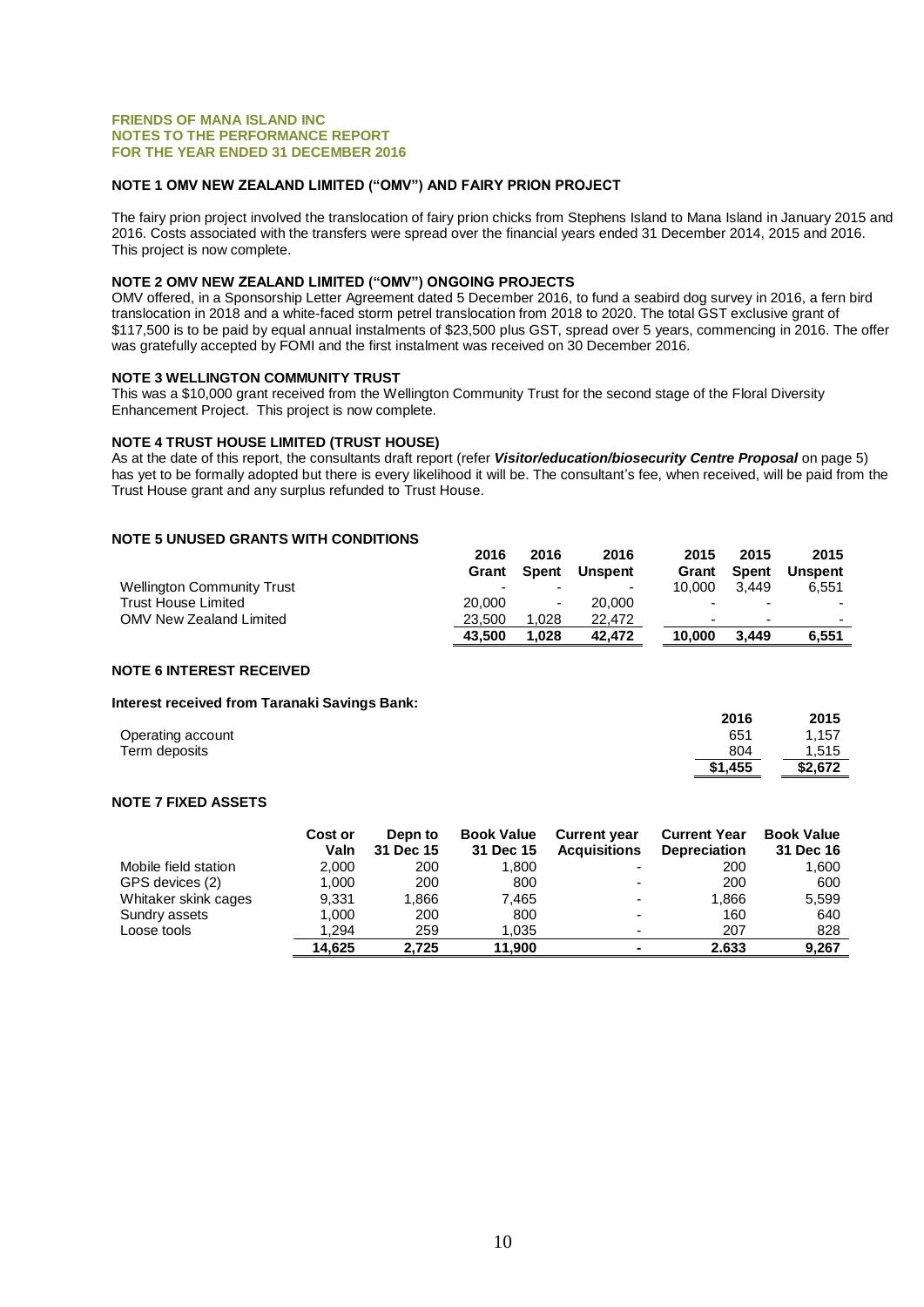**FRIENDS OF MANA ISLAND INC**
**NOTES TO THE PERFORMANCE REPORT**
**FOR THE YEAR ENDED 31 DECEMBER 2016**

### NOTE 1 OMV NEW ZEALAND LIMITED ("OMV") AND FAIRY PRION PROJECT

The fairy prion project involved the translocation of fairy prion chicks from Stephens Island to Mana Island in January 2015 and 2016. Costs associated with the transfers were spread over the financial years ended 31 December 2014, 2015 and 2016. This project is now complete.

### NOTE 2 OMV NEW ZEALAND LIMITED ("OMV") ONGOING PROJECTS

OMV offered, in a Sponsorship Letter Agreement dated 5 December 2016, to fund a seabird dog survey in 2016, a fern bird translocation in 2018 and a white-faced storm petrel translocation from 2018 to 2020. The total GST exclusive grant of $117,500 is to be paid by equal annual instalments of $23,500 plus GST, spread over 5 years, commencing in 2016. The offer was gratefully accepted by FOMI and the first instalment was received on 30 December 2016.

### NOTE 3 WELLINGTON COMMUNITY TRUST

This was a $10,000 grant received from the Wellington Community Trust for the second stage of the Floral Diversity Enhancement Project. This project is now complete.

### NOTE 4 TRUST HOUSE LIMITED (TRUST HOUSE)

As at the date of this report, the consultants draft report (refer ***Visitor/education/biosecurity Centre Proposal*** on page 5) has yet to be formally adopted but there is every likelihood it will be. The consultant's fee, when received, will be paid from the Trust House grant and any surplus refunded to Trust House.

### NOTE 5 UNUSED GRANTS WITH CONDITIONS

| | 2016 Grant | 2016 Spent | 2016 Unspent | 2015 Grant | 2015 Spent | 2015 Unspent |
|---|---|---|---|---|---|---|
| Wellington Community Trust | - | - | - | 10,000 | 3,449 | 6,551 |
| Trust House Limited | 20,000 | - | 20,000 | - | - | - |
| OMV New Zealand Limited | 23,500 | 1,028 | 22,472 | - | - | - |
| | **43,500** | **1,028** | **42,472** | **10,000** | **3,449** | **6,551** |

### NOTE 6 INTEREST RECEIVED

**Interest received from Taranaki Savings Bank:**

| | 2016 | 2015 |
|---|---|---|
| Operating account | 651 | 1,157 |
| Term deposits | 804 | 1,515 |
| | **$1,455** | **$2,672** |

### NOTE 7 FIXED ASSETS

| | Cost or Valn | Depn to 31 Dec 15 | Book Value 31 Dec 15 | Current year Acquisitions | Current Year Depreciation | Book Value 31 Dec 16 |
|---|---|---|---|---|---|---|
| Mobile field station | 2,000 | 200 | 1,800 | - | 200 | 1,600 |
| GPS devices (2) | 1,000 | 200 | 800 | - | 200 | 600 |
| Whitaker skink cages | 9,331 | 1,866 | 7,465 | - | 1,866 | 5,599 |
| Sundry assets | 1,000 | 200 | 800 | - | 160 | 640 |
| Loose tools | 1,294 | 259 | 1,035 | - | 207 | 828 |
| | **14,625** | **2,725** | **11,900** | **-** | **2.633** | **9,267** |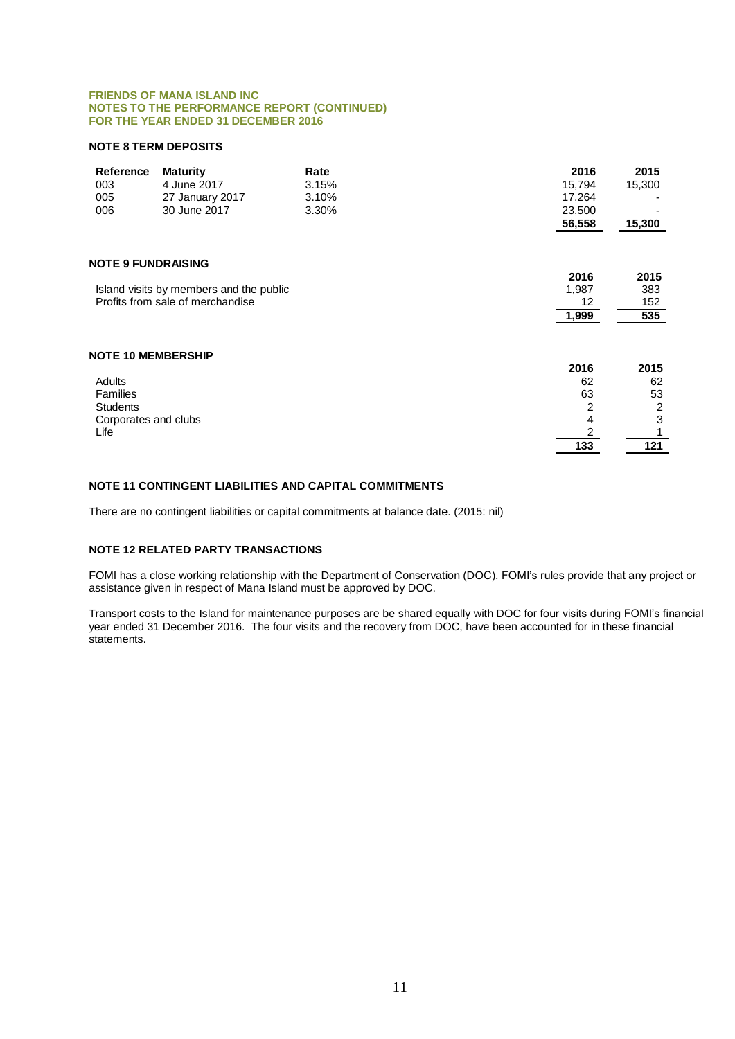**FRIENDS OF MANA ISLAND INC**
**NOTES TO THE PERFORMANCE REPORT (CONTINUED)**
**FOR THE YEAR ENDED 31 DECEMBER 2016**

## NOTE 8 TERM DEPOSITS

| Reference | Maturity | Rate | 2016 | 2015 |
|---|---|---|---|---|
| 003 | 4 June 2017 | 3.15% | 15,794 | 15,300 |
| 005 | 27 January 2017 | 3.10% | 17,264 | - |
| 006 | 30 June 2017 | 3.30% | 23,500 | - |
| | | | **56,558** | **15,300** |

## NOTE 9 FUNDRAISING

| | 2016 | 2015 |
|---|---|---|
| Island visits by members and the public | 1,987 | 383 |
| Profits from sale of merchandise | 12 | 152 |
| | **1,999** | **535** |

## NOTE 10 MEMBERSHIP

| | 2016 | 2015 |
|---|---|---|
| Adults | 62 | 62 |
| Families | 63 | 53 |
| Students | 2 | 2 |
| Corporates and clubs | 4 | 3 |
| Life | 2 | 1 |
| | **133** | **121** |

## NOTE 11 CONTINGENT LIABILITIES AND CAPITAL COMMITMENTS

There are no contingent liabilities or capital commitments at balance date. (2015: nil)

## NOTE 12 RELATED PARTY TRANSACTIONS

FOMI has a close working relationship with the Department of Conservation (DOC). FOMI's rules provide that any project or assistance given in respect of Mana Island must be approved by DOC.

Transport costs to the Island for maintenance purposes are be shared equally with DOC for four visits during FOMI's financial year ended 31 December 2016. The four visits and the recovery from DOC, have been accounted for in these financial statements.